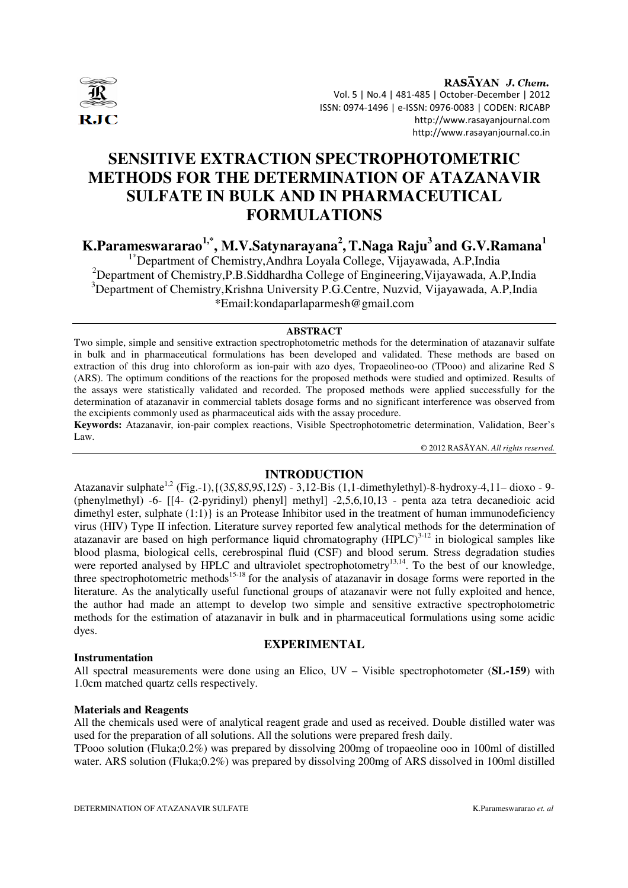# SENSITIVE EXTRACTION SPECTROPHOTOMETRIC METHODS FOR THE DETERMINATION OF ATAZANAVIR SULFATE IN BULK AND IN PHARMACEUTICAL FORMULATIONS

**K.Parameswararao[1,*], M.V.Satynarayana[2], T.Naga Raju[3] and G.V.Ramana[1]**

[1*]Department of Chemistry,Andhra Loyala College, Vijayawada, A.P,India

[2]Department of Chemistry,P.B.Siddhardha College of Engineering,Vijayawada, A.P,India

[3]Department of Chemistry,Krishna University P.G.Centre, Nuzvid, Vijayawada, A.P,India

*Email:kondaparlaparmesh@gmail.com

## ABSTRACT

Two simple, simple and sensitive extraction spectrophotometric methods for the determination of atazanavir sulfate in bulk and in pharmaceutical formulations has been developed and validated. These methods are based on extraction of this drug into chloroform as ion-pair with azo dyes, Tropaeolineo-oo (TPooo) and alizarine Red S (ARS). The optimum conditions of the reactions for the proposed methods were studied and optimized. Results of the assays were statistically validated and recorded. The proposed methods were applied successfully for the determination of atazanavir in commercial tablets dosage forms and no significant interference was observed from the excipients commonly used as pharmaceutical aids with the assay procedure.

**Keywords:** Atazanavir, ion-pair complex reactions, Visible Spectrophotometric determination, Validation, Beer's Law.

© 2012 RASĀYAN. *All rights reserved.*

## INTRODUCTION

Atazanavir sulphate[1,2] (Fig.-1),{(3*S*,8*S*,9*S*,12*S*) - 3,12-Bis (1,1-dimethylethyl)-8-hydroxy-4,11– dioxo - 9-(phenylmethyl) -6- [[4- (2-pyridinyl) phenyl] methyl] -2,5,6,10,13 - penta aza tetra decanedioic acid dimethyl ester, sulphate (1:1)} is an Protease Inhibitor used in the treatment of human immunodeficiency virus (HIV) Type II infection. Literature survey reported few analytical methods for the determination of atazanavir are based on high performance liquid chromatography (HPLC)[3-12] in biological samples like blood plasma, biological cells, cerebrospinal fluid (CSF) and blood serum. Stress degradation studies were reported analysed by HPLC and ultraviolet spectrophotometry[13,14]. To the best of our knowledge, three spectrophotometric methods[15-18] for the analysis of atazanavir in dosage forms were reported in the literature. As the analytically useful functional groups of atazanavir were not fully exploited and hence, the author had made an attempt to develop two simple and sensitive extractive spectrophotometric methods for the estimation of atazanavir in bulk and in pharmaceutical formulations using some acidic dyes.

## EXPERIMENTAL

### Instrumentation

All spectral measurements were done using an Elico, UV – Visible spectrophotometer (**SL-159**) with 1.0cm matched quartz cells respectively.

### Materials and Reagents

All the chemicals used were of analytical reagent grade and used as received. Double distilled water was used for the preparation of all solutions. All the solutions were prepared fresh daily.

TPooo solution (Fluka;0.2%) was prepared by dissolving 200mg of tropaeoline ooo in 100ml of distilled water. ARS solution (Fluka;0.2%) was prepared by dissolving 200mg of ARS dissolved in 100ml distilled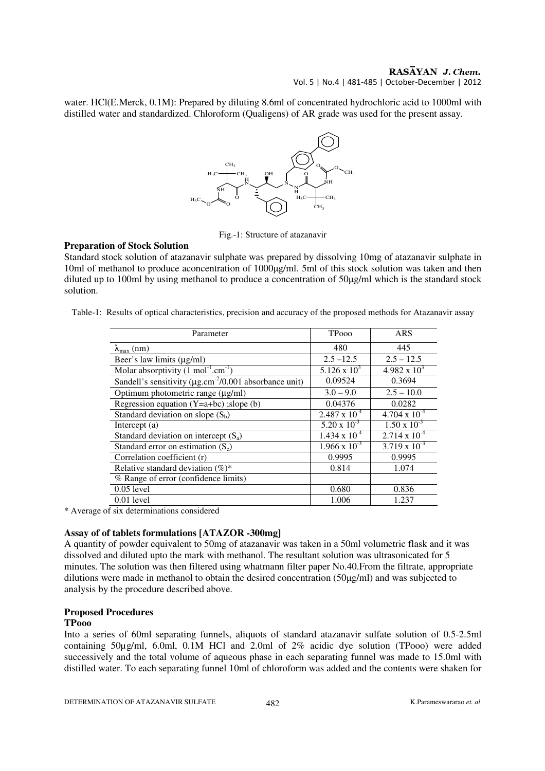water. HCl(E.Merck, 0.1M): Prepared by diluting 8.6ml of concentrated hydrochloric acid to 1000ml with distilled water and standardized. Chloroform (Qualigens) of AR grade was used for the present assay.

Fig.-1: Structure of atazanavir

**Preparation of Stock Solution**

Standard stock solution of atazanavir sulphate was prepared by dissolving 10mg of atazanavir sulphate in 10ml of methanol to produce aconcentration of 1000µg/ml. 5ml of this stock solution was taken and then diluted up to 100ml by using methanol to produce a concentration of 50µg/ml which is the standard stock solution.

Table-1: Results of optical characteristics, precision and accuracy of the proposed methods for Atazanavir assay

| Parameter | TPooo | ARS |
|---|---|---|
| $\lambda_{max}$ (nm) | 480 | 445 |
| Beer's law limits (µg/ml) | 2.5 –12.5 | 2.5 – 12.5 |
| Molar absorptivity (1 $mol^{-1}.cm^{-1}$) | $5.126 \times 10^3$ | $4.982 \times 10^3$ |
| Sandell's sensitivity (µg.$cm^{-2}$/0.001 absorbance unit) | 0.09524 | 0.3694 |
| Optimum photometric range (µg/ml) | 3.0 – 9.0 | 2.5 – 10.0 |
| Regression equation (Y=a+bc) ;slope (b) | 0.04376 | 0.0282 |
| Standard deviation on slope ($S_b$) | $2.487 \times 10^{-4}$ | $4.704 \times 10^{-4}$ |
| Intercept (a) | $5.20 \times 10^{-3}$ | $1.50 \times 10^{-3}$ |
| Standard deviation on intercept ($S_a$) | $1.434 \times 10^{-4}$ | $2.714 \times 10^{-4}$ |
| Standard error on estimation ($S_e$) | $1.966 \times 10^{-3}$ | $3.719 \times 10^{-3}$ |
| Correlation coefficient (r) | 0.9995 | 0.9995 |
| Relative standard deviation (%)* | 0.814 | 1.074 |
| % Range of error (confidence limits) | | |
| 0.05 level | 0.680 | 0.836 |
| 0.01 level | 1.006 | 1.237 |

\* Average of six determinations considered

**Assay of of tablets formulations [ATAZOR -300mg]**

A quantity of powder equivalent to 50mg of atazanavir was taken in a 50ml volumetric flask and it was dissolved and diluted upto the mark with methanol. The resultant solution was ultrasonicated for 5 minutes. The solution was then filtered using whatmann filter paper No.40.From the filtrate, appropriate dilutions were made in methanol to obtain the desired concentration (50µg/ml) and was subjected to analysis by the procedure described above.

**Proposed Procedures**

**TPooo**

Into a series of 60ml separating funnels, aliquots of standard atazanavir sulfate solution of 0.5-2.5ml containing 50µg/ml, 6.0ml, 0.1M HCl and 2.0ml of 2% acidic dye solution (TPooo) were added successively and the total volume of aqueous phase in each separating funnel was made to 15.0ml with distilled water. To each separating funnel 10ml of chloroform was added and the contents were shaken for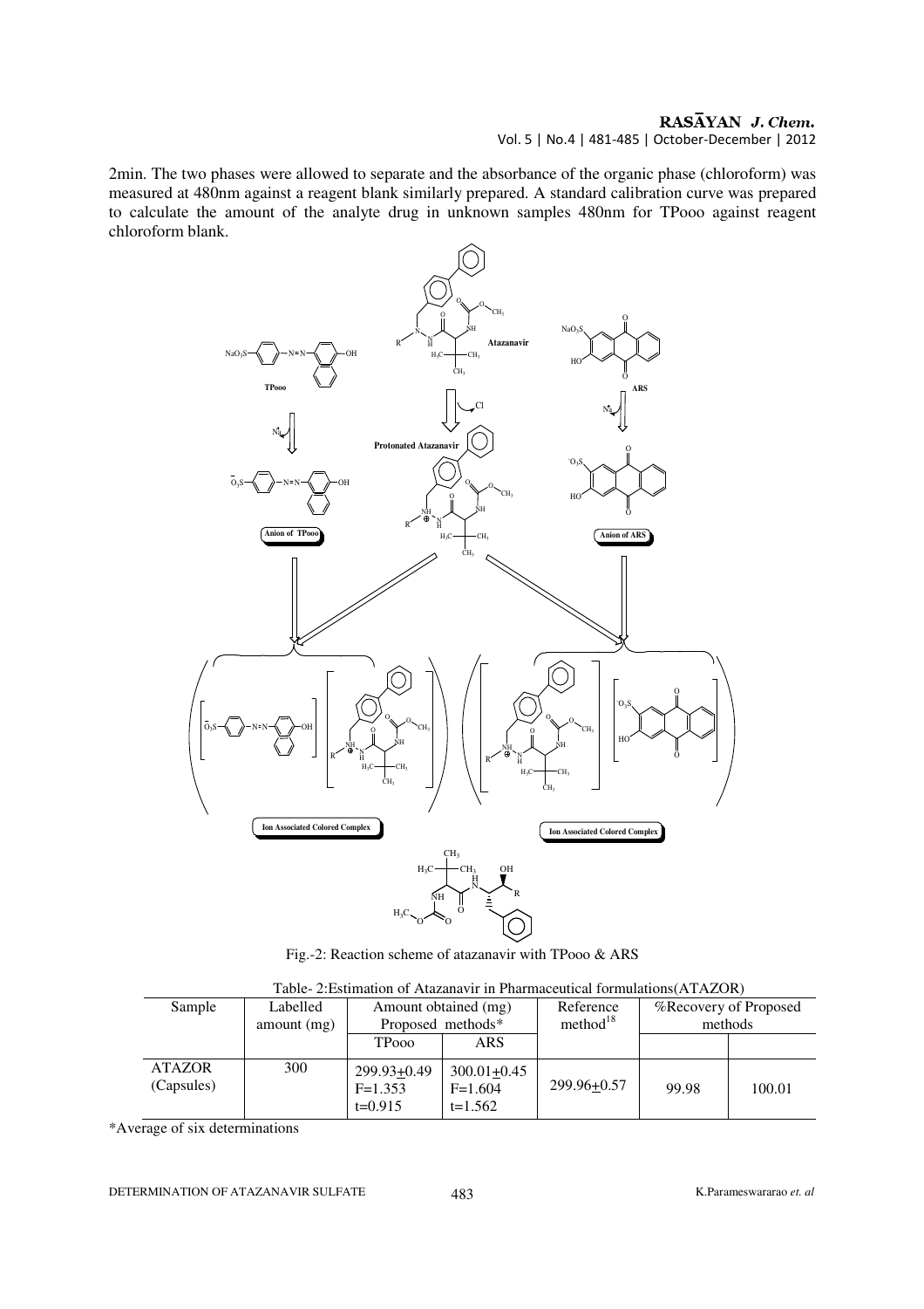2min. The two phases were allowed to separate and the absorbance of the organic phase (chloroform) was measured at 480nm against a reagent blank similarly prepared. A standard calibration curve was prepared to calculate the amount of the analyte drug in unknown samples 480nm for TPooo against reagent chloroform blank.

Fig.-2: Reaction scheme of atazanavir with TPooo & ARS

Table- 2:Estimation of Atazanavir in Pharmaceutical formulations(ATAZOR)

| Sample | Labelled amount (mg) | Amount obtained (mg) Proposed methods* | | Reference method[18] | %Recovery of Proposed methods | |
|---|---|---|---|---|---|---|
| | | TPooo | ARS | | | |
| ATAZOR (Capsules) | 300 | 299.93±0.49 F=1.353 t=0.915 | 300.01±0.45 F=1.604 t=1.562 | 299.96±0.57 | 99.98 | 100.01 |

*Average of six determinations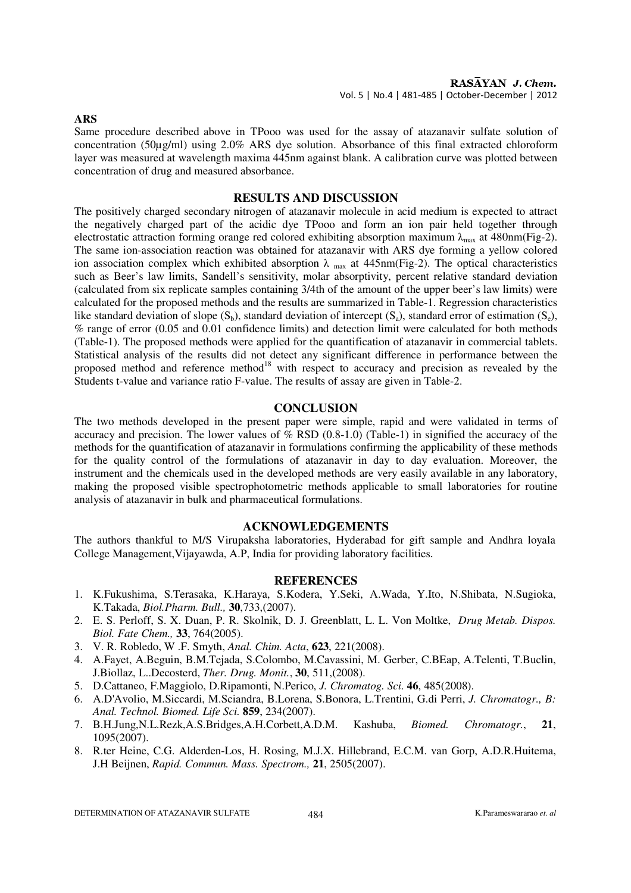**ARS**

Same procedure described above in TPooo was used for the assay of atazanavir sulfate solution of concentration (50µg/ml) using 2.0% ARS dye solution. Absorbance of this final extracted chloroform layer was measured at wavelength maxima 445nm against blank. A calibration curve was plotted between concentration of drug and measured absorbance.

## RESULTS AND DISCUSSION

The positively charged secondary nitrogen of atazanavir molecule in acid medium is expected to attract the negatively charged part of the acidic dye TPooo and form an ion pair held together through electrostatic attraction forming orange red colored exhibiting absorption maximum $\lambda_{max}$ at 480nm(Fig-2). The same ion-association reaction was obtained for atazanavir with ARS dye forming a yellow colored ion association complex which exhibited absorption $\lambda_{max}$ at 445nm(Fig-2). The optical characteristics such as Beer's law limits, Sandell's sensitivity, molar absorptivity, percent relative standard deviation (calculated from six replicate samples containing 3/4th of the amount of the upper beer's law limits) were calculated for the proposed methods and the results are summarized in Table-1. Regression characteristics like standard deviation of slope ($S_b$), standard deviation of intercept ($S_a$), standard error of estimation ($S_e$), % range of error (0.05 and 0.01 confidence limits) and detection limit were calculated for both methods (Table-1). The proposed methods were applied for the quantification of atazanavir in commercial tablets. Statistical analysis of the results did not detect any significant difference in performance between the proposed method and reference method[18] with respect to accuracy and precision as revealed by the Students t-value and variance ratio F-value. The results of assay are given in Table-2.

## CONCLUSION

The two methods developed in the present paper were simple, rapid and were validated in terms of accuracy and precision. The lower values of % RSD (0.8-1.0) (Table-1) in signified the accuracy of the methods for the quantification of atazanavir in formulations confirming the applicability of these methods for the quality control of the formulations of atazanavir in day to day evaluation. Moreover, the instrument and the chemicals used in the developed methods are very easily available in any laboratory, making the proposed visible spectrophotometric methods applicable to small laboratories for routine analysis of atazanavir in bulk and pharmaceutical formulations.

## ACKNOWLEDGEMENTS

The authors thankful to M/S Virupaksha laboratories, Hyderabad for gift sample and Andhra loyala College Management,Vijayawda, A.P, India for providing laboratory facilities.

## REFERENCES

1. K.Fukushima, S.Terasaka, K.Haraya, S.Kodera, Y.Seki, A.Wada, Y.Ito, N.Shibata, N.Sugioka, K.Takada, *Biol.Pharm. Bull.,* **30**,733,(2007).
2. E. S. Perloff, S. X. Duan, P. R. Skolnik, D. J. Greenblatt, L. L. Von Moltke, *Drug Metab. Dispos. Biol. Fate Chem.,* **33**, 764(2005).
3. V. R. Robledo, W .F. Smyth, *Anal. Chim. Acta*, **623**, 221(2008).
4. A.Fayet, A.Beguin, B.M.Tejada, S.Colombo, M.Cavassini, M. Gerber, C.BEap, A.Telenti, T.Buclin, J.Biollaz, L..Decosterd, *Ther. Drug. Monit.*, **30**, 511,(2008).
5. D.Cattaneo, F.Maggiolo, D.Ripamonti, N.Perico, *J. Chromatog. Sci.* **46**, 485(2008).
6. A.D'Avolio, M.Siccardi, M.Sciandra, B.Lorena, S.Bonora, L.Trentini, G.di Perri, *J. Chromatogr., B: Anal. Technol. Biomed. Life Sci.* **859**, 234(2007).
7. B.H.Jung,N.L.Rezk,A.S.Bridges,A.H.Corbett,A.D.M. Kashuba, *Biomed. Chromatogr.*, **21**, 1095(2007).
8. R.ter Heine, C.G. Alderden-Los, H. Rosing, M.J.X. Hillebrand, E.C.M. van Gorp, A.D.R.Huitema, J.H Beijnen, *Rapid. Commun. Mass. Spectrom.,* **21**, 2505(2007).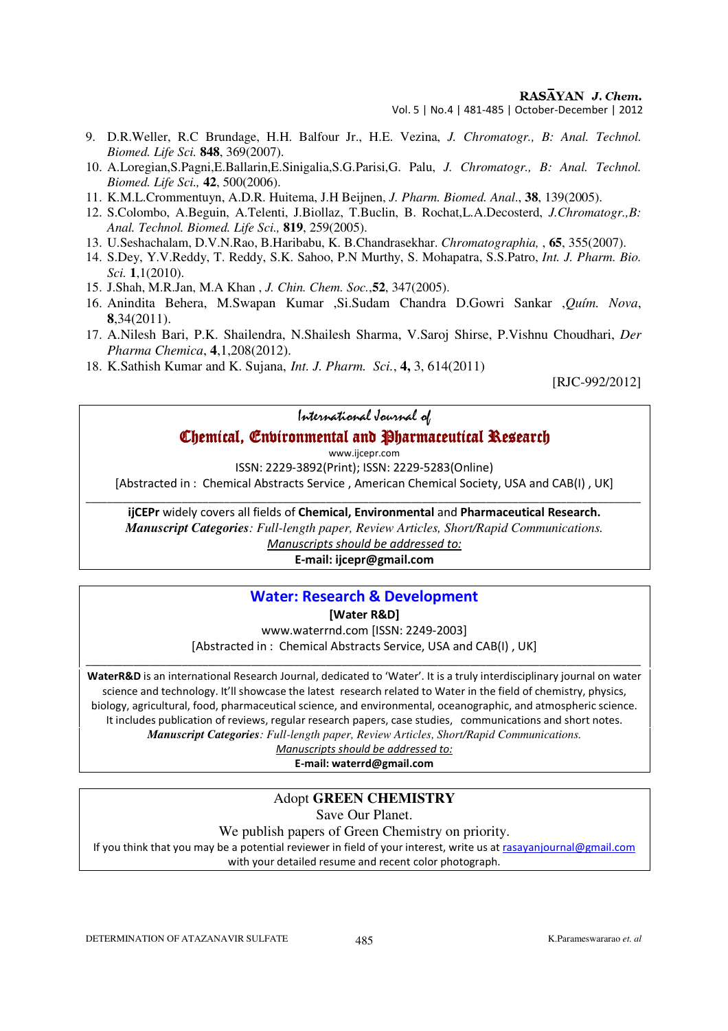9. D.R.Weller, R.C Brundage, H.H. Balfour Jr., H.E. Vezina, *J. Chromatogr., B: Anal. Technol. Biomed. Life Sci.* **848**, 369(2007).
10. A.Loregian,S.Pagni,E.Ballarin,E.Sinigalia,S.G.Parisi,G. Palu, *J. Chromatogr., B: Anal. Technol. Biomed. Life Sci.,* **42**, 500(2006).
11. K.M.L.Crommentuyn, A.D.R. Huitema, J.H Beijnen, *J. Pharm. Biomed. Anal*., **38**, 139(2005).
12. S.Colombo, A.Beguin, A.Telenti, J.Biollaz, T.Buclin, B. Rochat,L.A.Decosterd, *J.Chromatogr.,B: Anal. Technol. Biomed. Life Sci.,* **819**, 259(2005).
13. U.Seshachalam, D.V.N.Rao, B.Haribabu, K. B.Chandrasekhar. *Chromatographia,* , **65**, 355(2007).
14. S.Dey, Y.V.Reddy, T. Reddy, S.K. Sahoo, P.N Murthy, S. Mohapatra, S.S.Patro, *Int. J. Pharm. Bio. Sci.* **1**,1(2010).
15. J.Shah, M.R.Jan, M.A Khan , *J. Chin. Chem. Soc.*,**52**, 347(2005).
16. Anindita Behera, M.Swapan Kumar ,Si.Sudam Chandra D.Gowri Sankar ,*Quím. Nova*, **8**,34(2011).
17. A.Nilesh Bari, P.K. Shailendra, N.Shailesh Sharma, V.Saroj Shirse, P.Vishnu Choudhari, *Der Pharma Chemica*, **4**,1,208(2012).
18. K.Sathish Kumar and K. Sujana, *Int. J. Pharm. Sci.*, **4,** 3, 614(2011)

[RJC-992/2012]

---

*International Journal of*

**Chemical, Environmental and Pharmaceutical Research**

www.ijcepr.com

ISSN: 2229-3892(Print); ISSN: 2229-5283(Online)

[Abstracted in : Chemical Abstracts Service , American Chemical Society, USA and CAB(I) , UK]

**ijCEPr** widely covers all fields of **Chemical, Environmental** and **Pharmaceutical Research.**

***Manuscript Categories****: Full-length paper, Review Articles, Short/Rapid Communications.*

Manuscripts should be addressed to:

**E-mail: ijcepr@gmail.com**

---

**Water: Research & Development**

**[Water R&D]**

www.waterrnd.com [ISSN: 2249-2003]

[Abstracted in : Chemical Abstracts Service, USA and CAB(I) , UK]

**WaterR&D** is an international Research Journal, dedicated to 'Water'. It is a truly interdisciplinary journal on water science and technology. It'll showcase the latest research related to Water in the field of chemistry, physics, biology, agricultural, food, pharmaceutical science, and environmental, oceanographic, and atmospheric science. It includes publication of reviews, regular research papers, case studies, communications and short notes.

***Manuscript Categories****: Full-length paper, Review Articles, Short/Rapid Communications.*

Manuscripts should be addressed to:

**E-mail: waterrd@gmail.com**

---

Adopt **GREEN CHEMISTRY**

Save Our Planet.

We publish papers of Green Chemistry on priority.

If you think that you may be a potential reviewer in field of your interest, write us at rasayanjournal@gmail.com with your detailed resume and recent color photograph.